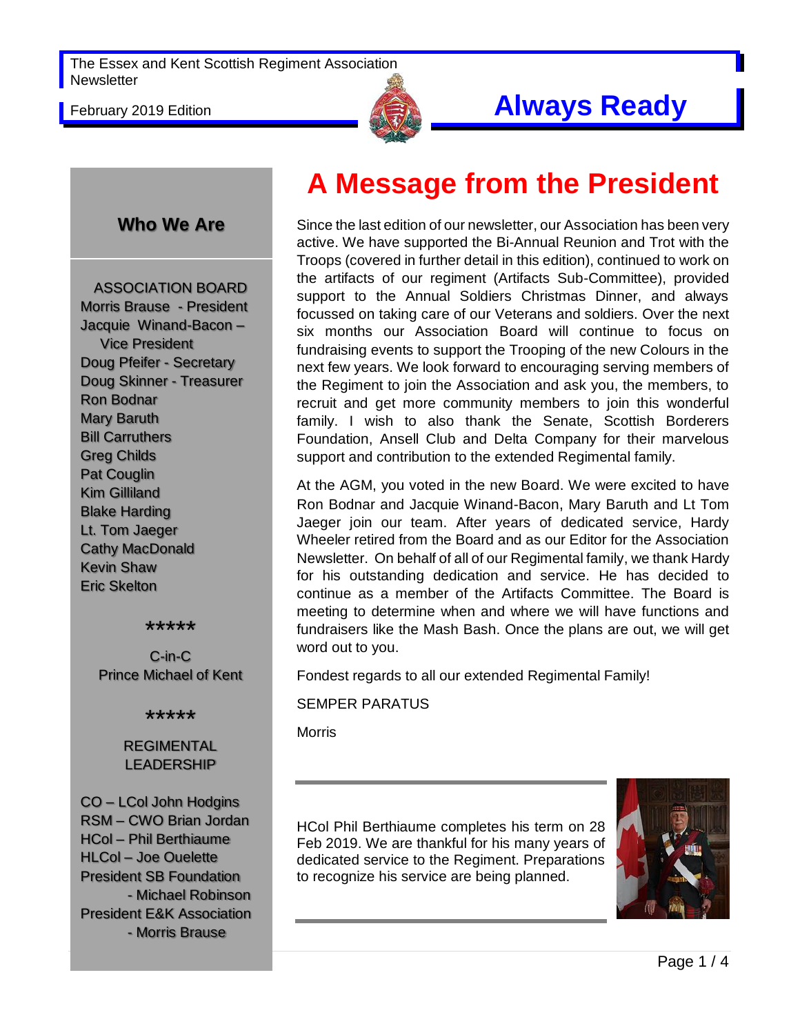The Essex and Kent Scottish Regiment Association Newsletter

February 2019 Edition

# Always Ready

## Who We Are

ASSOCIATION BOARD

Morris Brause - President
Jacquie Winand-Bacon – Vice President
Doug Pfeifer - Secretary
Doug Skinner - Treasurer
Ron Bodnar
Mary Baruth
Bill Carruthers
Greg Childs
Pat Couglin
Kim Gilliland
Blake Harding
Lt. Tom Jaeger
Cathy MacDonald
Kevin Shaw
Eric Skelton

*****

C-in-C
Prince Michael of Kent

*****

REGIMENTAL LEADERSHIP

CO – LCol John Hodgins
RSM – CWO Brian Jordan
HCol – Phil Berthiaume
HLCol – Joe Ouelette
President SB Foundation - Michael Robinson
President E&K Association - Morris Brause

# A Message from the President

Since the last edition of our newsletter, our Association has been very active. We have supported the Bi-Annual Reunion and Trot with the Troops (covered in further detail in this edition), continued to work on the artifacts of our regiment (Artifacts Sub-Committee), provided support to the Annual Soldiers Christmas Dinner, and always focussed on taking care of our Veterans and soldiers. Over the next six months our Association Board will continue to focus on fundraising events to support the Trooping of the new Colours in the next few years. We look forward to encouraging serving members of the Regiment to join the Association and ask you, the members, to recruit and get more community members to join this wonderful family. I wish to also thank the Senate, Scottish Borderers Foundation, Ansell Club and Delta Company for their marvelous support and contribution to the extended Regimental family.

At the AGM, you voted in the new Board. We were excited to have Ron Bodnar and Jacquie Winand-Bacon, Mary Baruth and Lt Tom Jaeger join our team. After years of dedicated service, Hardy Wheeler retired from the Board and as our Editor for the Association Newsletter. On behalf of all of our Regimental family, we thank Hardy for his outstanding dedication and service. He has decided to continue as a member of the Artifacts Committee. The Board is meeting to determine when and where we will have functions and fundraisers like the Mash Bash. Once the plans are out, we will get word out to you.

Fondest regards to all our extended Regimental Family!

SEMPER PARATUS

Morris

---

HCol Phil Berthiaume completes his term on 28 Feb 2019. We are thankful for his many years of dedicated service to the Regiment. Preparations to recognize his service are being planned.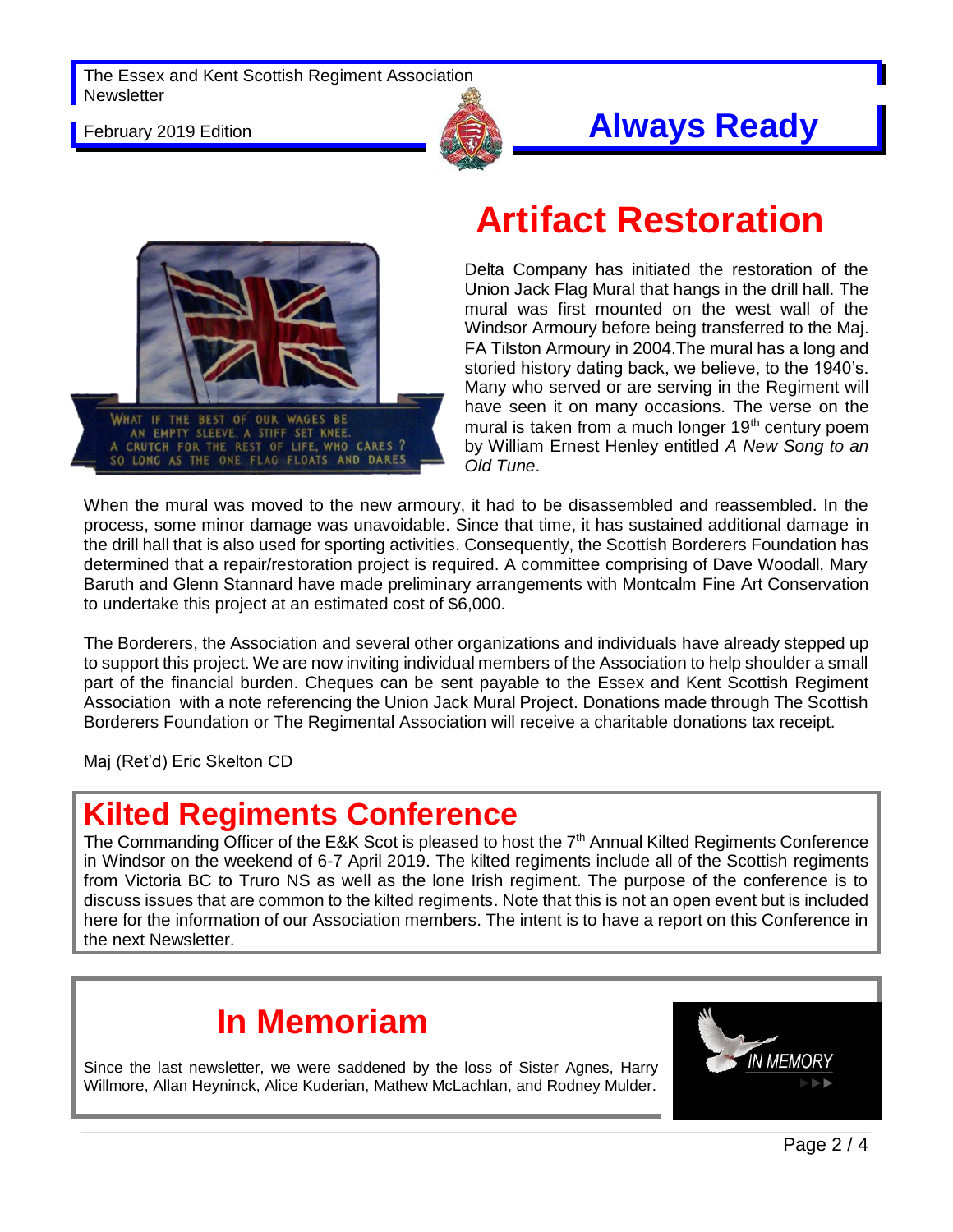# Artifact Restoration

Delta Company has initiated the restoration of the Union Jack Flag Mural that hangs in the drill hall. The mural was first mounted on the west wall of the Windsor Armoury before being transferred to the Maj. FA Tilston Armoury in 2004.The mural has a long and storied history dating back, we believe, to the 1940's. Many who served or are serving in the Regiment will have seen it on many occasions. The verse on the mural is taken from a much longer 19th century poem by William Ernest Henley entitled *A New Song to an Old Tune*.

When the mural was moved to the new armoury, it had to be disassembled and reassembled. In the process, some minor damage was unavoidable. Since that time, it has sustained additional damage in the drill hall that is also used for sporting activities. Consequently, the Scottish Borderers Foundation has determined that a repair/restoration project is required. A committee comprising of Dave Woodall, Mary Baruth and Glenn Stannard have made preliminary arrangements with Montcalm Fine Art Conservation to undertake this project at an estimated cost of $6,000.

The Borderers, the Association and several other organizations and individuals have already stepped up to support this project. We are now inviting individual members of the Association to help shoulder a small part of the financial burden. Cheques can be sent payable to the Essex and Kent Scottish Regiment Association with a note referencing the Union Jack Mural Project. Donations made through The Scottish Borderers Foundation or The Regimental Association will receive a charitable donations tax receipt.

Maj (Ret'd) Eric Skelton CD

# Kilted Regiments Conference

The Commanding Officer of the E&K Scot is pleased to host the 7th Annual Kilted Regiments Conference in Windsor on the weekend of 6-7 April 2019. The kilted regiments include all of the Scottish regiments from Victoria BC to Truro NS as well as the lone Irish regiment. The purpose of the conference is to discuss issues that are common to the kilted regiments. Note that this is not an open event but is included here for the information of our Association members. The intent is to have a report on this Conference in the next Newsletter.

# In Memoriam

Since the last newsletter, we were saddened by the loss of Sister Agnes, Harry Willmore, Allan Heyninck, Alice Kuderian, Mathew McLachlan, and Rodney Mulder.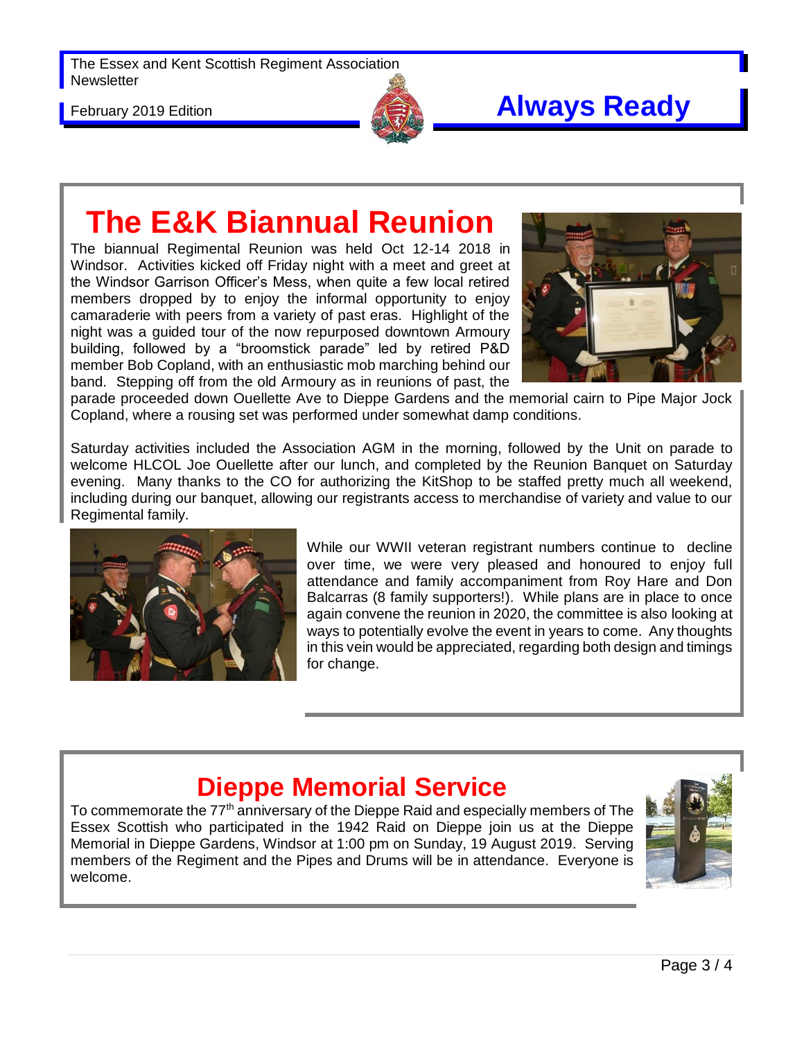# The E&K Biannual Reunion

The biannual Regimental Reunion was held Oct 12-14 2018 in Windsor. Activities kicked off Friday night with a meet and greet at the Windsor Garrison Officer's Mess, when quite a few local retired members dropped by to enjoy the informal opportunity to enjoy camaraderie with peers from a variety of past eras. Highlight of the night was a guided tour of the now repurposed downtown Armoury building, followed by a "broomstick parade" led by retired P&D member Bob Copland, with an enthusiastic mob marching behind our band. Stepping off from the old Armoury as in reunions of past, the parade proceeded down Ouellette Ave to Dieppe Gardens and the memorial cairn to Pipe Major Jock Copland, where a rousing set was performed under somewhat damp conditions.

Saturday activities included the Association AGM in the morning, followed by the Unit on parade to welcome HLCOL Joe Ouellette after our lunch, and completed by the Reunion Banquet on Saturday evening. Many thanks to the CO for authorizing the KitShop to be staffed pretty much all weekend, including during our banquet, allowing our registrants access to merchandise of variety and value to our Regimental family.

While our WWII veteran registrant numbers continue to decline over time, we were very pleased and honoured to enjoy full attendance and family accompaniment from Roy Hare and Don Balcarras (8 family supporters!). While plans are in place to once again convene the reunion in 2020, the committee is also looking at ways to potentially evolve the event in years to come. Any thoughts in this vein would be appreciated, regarding both design and timings for change.

# Dieppe Memorial Service

To commemorate the 77th anniversary of the Dieppe Raid and especially members of The Essex Scottish who participated in the 1942 Raid on Dieppe join us at the Dieppe Memorial in Dieppe Gardens, Windsor at 1:00 pm on Sunday, 19 August 2019. Serving members of the Regiment and the Pipes and Drums will be in attendance. Everyone is welcome.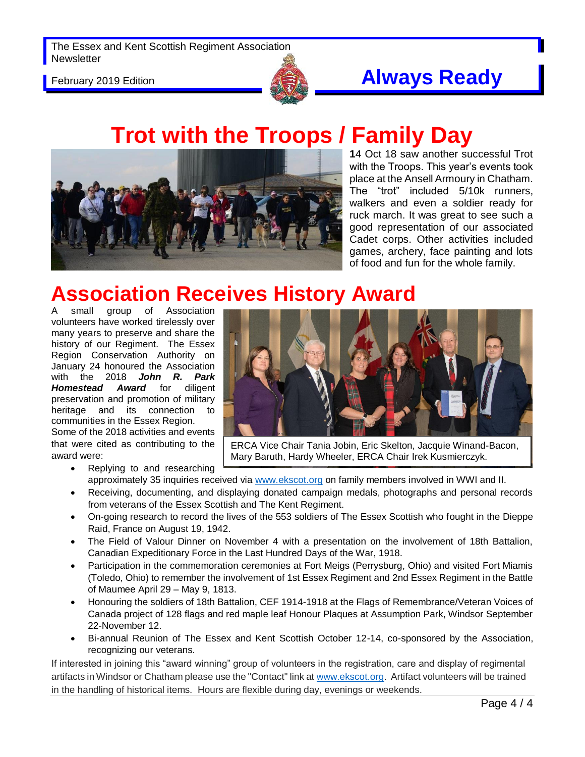# Trot with the Troops / Family Day

**1**4 Oct 18 saw another successful Trot with the Troops. This year's events took place at the Ansell Armoury in Chatham. The "trot" included 5/10k runners, walkers and even a soldier ready for ruck march. It was great to see such a good representation of our associated Cadet corps. Other activities included games, archery, face painting and lots of food and fun for the whole family.

# Association Receives History Award

A small group of Association volunteers have worked tirelessly over many years to preserve and share the history of our Regiment. The Essex Region Conservation Authority on January 24 honoured the Association with the 2018 ***John R. Park Homestead Award*** for diligent preservation and promotion of military heritage and its connection to communities in the Essex Region.

Some of the 2018 activities and events that were cited as contributing to the award were:

ERCA Vice Chair Tania Jobin, Eric Skelton, Jacquie Winand-Bacon, Mary Baruth, Hardy Wheeler, ERCA Chair Irek Kusmierczyk.

- Replying to and researching approximately 35 inquiries received via www.ekscot.org on family members involved in WWI and II.
- Receiving, documenting, and displaying donated campaign medals, photographs and personal records from veterans of the Essex Scottish and The Kent Regiment.
- On-going research to record the lives of the 553 soldiers of The Essex Scottish who fought in the Dieppe Raid, France on August 19, 1942.
- The Field of Valour Dinner on November 4 with a presentation on the involvement of 18th Battalion, Canadian Expeditionary Force in the Last Hundred Days of the War, 1918.
- Participation in the commemoration ceremonies at Fort Meigs (Perrysburg, Ohio) and visited Fort Miamis (Toledo, Ohio) to remember the involvement of 1st Essex Regiment and 2nd Essex Regiment in the Battle of Maumee April 29 – May 9, 1813.
- Honouring the soldiers of 18th Battalion, CEF 1914-1918 at the Flags of Remembrance/Veteran Voices of Canada project of 128 flags and red maple leaf Honour Plaques at Assumption Park, Windsor September 22-November 12.
- Bi-annual Reunion of The Essex and Kent Scottish October 12-14, co-sponsored by the Association, recognizing our veterans.

If interested in joining this "award winning" group of volunteers in the registration, care and display of regimental artifacts in Windsor or Chatham please use the "Contact" link at www.ekscot.org. Artifact volunteers will be trained in the handling of historical items. Hours are flexible during day, evenings or weekends.